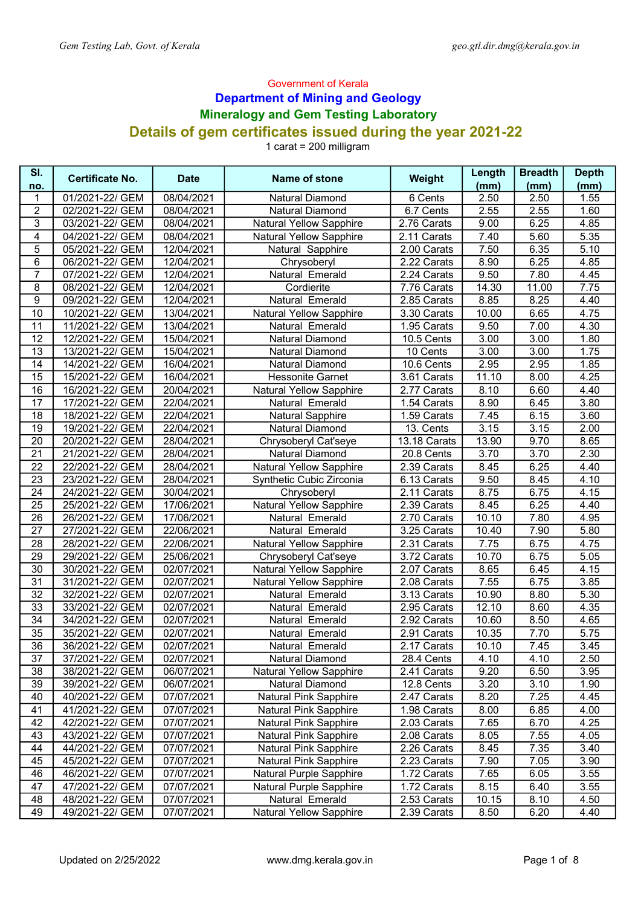Government of Kerala

## Department of Mining and Geology

### Mineralogy and Gem Testing Laboratory

# Details of gem certificates issued during the year 2021-22

1 carat = 200 milligram

| Sl. no. | Certificate No. | Date | Name of stone | Weight | Length (mm) | Breadth (mm) | Depth (mm) |
|---|---|---|---|---|---|---|---|
| 1 | 01/2021-22/ GEM | 08/04/2021 | Natural Diamond | 6 Cents | 2.50 | 2.50 | 1.55 |
| 2 | 02/2021-22/ GEM | 08/04/2021 | Natural Diamond | 6.7 Cents | 2.55 | 2.55 | 1.60 |
| 3 | 03/2021-22/ GEM | 08/04/2021 | Natural Yellow Sapphire | 2.76 Carats | 9.00 | 6.25 | 4.85 |
| 4 | 04/2021-22/ GEM | 08/04/2021 | Natural Yellow Sapphire | 2.11 Carats | 7.40 | 5.60 | 5.35 |
| 5 | 05/2021-22/ GEM | 12/04/2021 | Natural Sapphire | 2.00 Carats | 7.50 | 6.35 | 5.10 |
| 6 | 06/2021-22/ GEM | 12/04/2021 | Chrysoberyl | 2.22 Carats | 8.90 | 6.25 | 4.85 |
| 7 | 07/2021-22/ GEM | 12/04/2021 | Natural Emerald | 2.24 Carats | 9.50 | 7.80 | 4.45 |
| 8 | 08/2021-22/ GEM | 12/04/2021 | Cordierite | 7.76 Carats | 14.30 | 11.00 | 7.75 |
| 9 | 09/2021-22/ GEM | 12/04/2021 | Natural Emerald | 2.85 Carats | 8.85 | 8.25 | 4.40 |
| 10 | 10/2021-22/ GEM | 13/04/2021 | Natural Yellow Sapphire | 3.30 Carats | 10.00 | 6.65 | 4.75 |
| 11 | 11/2021-22/ GEM | 13/04/2021 | Natural Emerald | 1.95 Carats | 9.50 | 7.00 | 4.30 |
| 12 | 12/2021-22/ GEM | 15/04/2021 | Natural Diamond | 10.5 Cents | 3.00 | 3.00 | 1.80 |
| 13 | 13/2021-22/ GEM | 15/04/2021 | Natural Diamond | 10 Cents | 3.00 | 3.00 | 1.75 |
| 14 | 14/2021-22/ GEM | 16/04/2021 | Natural Diamond | 10.6 Cents | 2.95 | 2.95 | 1.85 |
| 15 | 15/2021-22/ GEM | 16/04/2021 | Hessonite Garnet | 3.61 Carats | 11.10 | 8.00 | 4.25 |
| 16 | 16/2021-22/ GEM | 20/04/2021 | Natural Yellow Sapphire | 2.77 Carats | 8.10 | 6.60 | 4.40 |
| 17 | 17/2021-22/ GEM | 22/04/2021 | Natural Emerald | 1.54 Carats | 8.90 | 6.45 | 3.80 |
| 18 | 18/2021-22/ GEM | 22/04/2021 | Natural Sapphire | 1.59 Carats | 7.45 | 6.15 | 3.60 |
| 19 | 19/2021-22/ GEM | 22/04/2021 | Natural Diamond | 13. Cents | 3.15 | 3.15 | 2.00 |
| 20 | 20/2021-22/ GEM | 28/04/2021 | Chrysoberyl Cat'seye | 13.18 Carats | 13.90 | 9.70 | 8.65 |
| 21 | 21/2021-22/ GEM | 28/04/2021 | Natural Diamond | 20.8 Cents | 3.70 | 3.70 | 2.30 |
| 22 | 22/2021-22/ GEM | 28/04/2021 | Natural Yellow Sapphire | 2.39 Carats | 8.45 | 6.25 | 4.40 |
| 23 | 23/2021-22/ GEM | 28/04/2021 | Synthetic Cubic Zirconia | 6.13 Carats | 9.50 | 8.45 | 4.10 |
| 24 | 24/2021-22/ GEM | 30/04/2021 | Chrysoberyl | 2.11 Carats | 8.75 | 6.75 | 4.15 |
| 25 | 25/2021-22/ GEM | 17/06/2021 | Natural Yellow Sapphire | 2.39 Carats | 8.45 | 6.25 | 4.40 |
| 26 | 26/2021-22/ GEM | 17/06/2021 | Natural Emerald | 2.70 Carats | 10.10 | 7.80 | 4.95 |
| 27 | 27/2021-22/ GEM | 22/06/2021 | Natural Emerald | 3.25 Carats | 10.40 | 7.90 | 5.80 |
| 28 | 28/2021-22/ GEM | 22/06/2021 | Natural Yellow Sapphire | 2.31 Carats | 7.75 | 6.75 | 4.75 |
| 29 | 29/2021-22/ GEM | 25/06/2021 | Chrysoberyl Cat'seye | 3.72 Carats | 10.70 | 6.75 | 5.05 |
| 30 | 30/2021-22/ GEM | 02/07/2021 | Natural Yellow Sapphire | 2.07 Carats | 8.65 | 6.45 | 4.15 |
| 31 | 31/2021-22/ GEM | 02/07/2021 | Natural Yellow Sapphire | 2.08 Carats | 7.55 | 6.75 | 3.85 |
| 32 | 32/2021-22/ GEM | 02/07/2021 | Natural Emerald | 3.13 Carats | 10.90 | 8.80 | 5.30 |
| 33 | 33/2021-22/ GEM | 02/07/2021 | Natural Emerald | 2.95 Carats | 12.10 | 8.60 | 4.35 |
| 34 | 34/2021-22/ GEM | 02/07/2021 | Natural Emerald | 2.92 Carats | 10.60 | 8.50 | 4.65 |
| 35 | 35/2021-22/ GEM | 02/07/2021 | Natural Emerald | 2.91 Carats | 10.35 | 7.70 | 5.75 |
| 36 | 36/2021-22/ GEM | 02/07/2021 | Natural Emerald | 2.17 Carats | 10.10 | 7.45 | 3.45 |
| 37 | 37/2021-22/ GEM | 02/07/2021 | Natural Diamond | 28.4 Cents | 4.10 | 4.10 | 2.50 |
| 38 | 38/2021-22/ GEM | 06/07/2021 | Natural Yellow Sapphire | 2.41 Carats | 9.20 | 6.50 | 3.95 |
| 39 | 39/2021-22/ GEM | 06/07/2021 | Natural Diamond | 12.8 Cents | 3.20 | 3.10 | 1.90 |
| 40 | 40/2021-22/ GEM | 07/07/2021 | Natural Pink Sapphire | 2.47 Carats | 8.20 | 7.25 | 4.45 |
| 41 | 41/2021-22/ GEM | 07/07/2021 | Natural Pink Sapphire | 1.98 Carats | 8.00 | 6.85 | 4.00 |
| 42 | 42/2021-22/ GEM | 07/07/2021 | Natural Pink Sapphire | 2.03 Carats | 7.65 | 6.70 | 4.25 |
| 43 | 43/2021-22/ GEM | 07/07/2021 | Natural Pink Sapphire | 2.08 Carats | 8.05 | 7.55 | 4.05 |
| 44 | 44/2021-22/ GEM | 07/07/2021 | Natural Pink Sapphire | 2.26 Carats | 8.45 | 7.35 | 3.40 |
| 45 | 45/2021-22/ GEM | 07/07/2021 | Natural Pink Sapphire | 2.23 Carats | 7.90 | 7.05 | 3.90 |
| 46 | 46/2021-22/ GEM | 07/07/2021 | Natural Purple Sapphire | 1.72 Carats | 7.65 | 6.05 | 3.55 |
| 47 | 47/2021-22/ GEM | 07/07/2021 | Natural Purple Sapphire | 1.72 Carats | 8.15 | 6.40 | 3.55 |
| 48 | 48/2021-22/ GEM | 07/07/2021 | Natural Emerald | 2.53 Carats | 10.15 | 8.10 | 4.50 |
| 49 | 49/2021-22/ GEM | 07/07/2021 | Natural Yellow Sapphire | 2.39 Carats | 8.50 | 6.20 | 4.40 |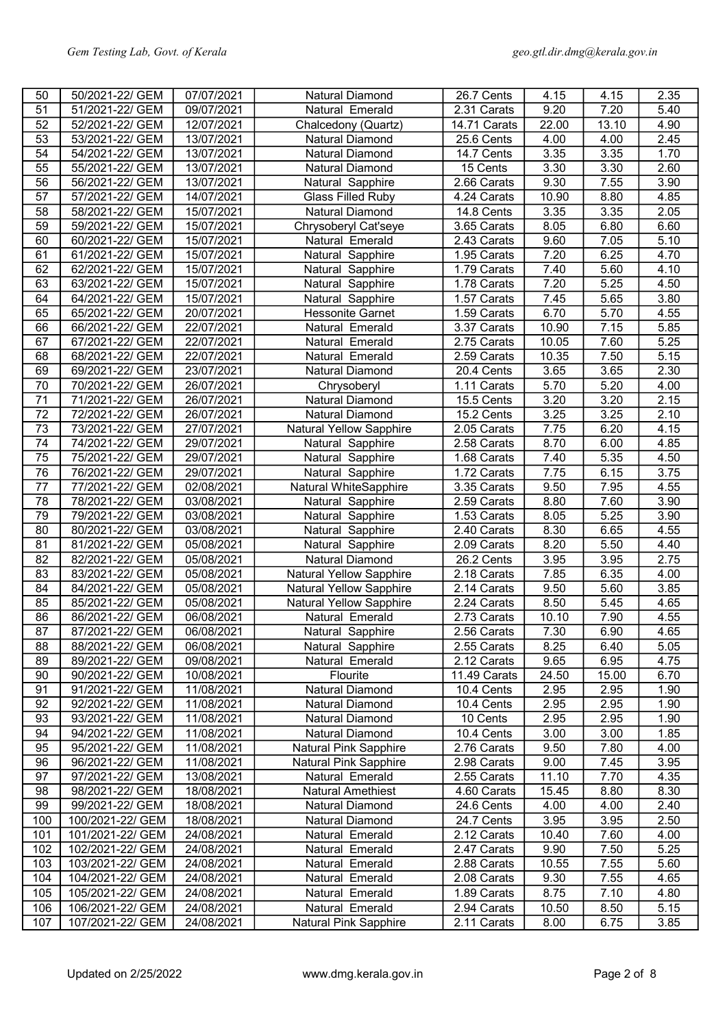| 50 | 50/2021-22/ GEM | 07/07/2021 | Natural Diamond | 26.7 Cents | 4.15 | 4.15 | 2.35 |
|---|---|---|---|---|---|---|---|
| 51 | 51/2021-22/ GEM | 09/07/2021 | Natural Emerald | 2.31 Carats | 9.20 | 7.20 | 5.40 |
| 52 | 52/2021-22/ GEM | 12/07/2021 | Chalcedony (Quartz) | 14.71 Carats | 22.00 | 13.10 | 4.90 |
| 53 | 53/2021-22/ GEM | 13/07/2021 | Natural Diamond | 25.6 Cents | 4.00 | 4.00 | 2.45 |
| 54 | 54/2021-22/ GEM | 13/07/2021 | Natural Diamond | 14.7 Cents | 3.35 | 3.35 | 1.70 |
| 55 | 55/2021-22/ GEM | 13/07/2021 | Natural Diamond | 15 Cents | 3.30 | 3.30 | 2.60 |
| 56 | 56/2021-22/ GEM | 13/07/2021 | Natural Sapphire | 2.66 Carats | 9.30 | 7.55 | 3.90 |
| 57 | 57/2021-22/ GEM | 14/07/2021 | Glass Filled Ruby | 4.24 Carats | 10.90 | 8.80 | 4.85 |
| 58 | 58/2021-22/ GEM | 15/07/2021 | Natural Diamond | 14.8 Cents | 3.35 | 3.35 | 2.05 |
| 59 | 59/2021-22/ GEM | 15/07/2021 | Chrysoberyl Cat'seye | 3.65 Carats | 8.05 | 6.80 | 6.60 |
| 60 | 60/2021-22/ GEM | 15/07/2021 | Natural Emerald | 2.43 Carats | 9.60 | 7.05 | 5.10 |
| 61 | 61/2021-22/ GEM | 15/07/2021 | Natural Sapphire | 1.95 Carats | 7.20 | 6.25 | 4.70 |
| 62 | 62/2021-22/ GEM | 15/07/2021 | Natural Sapphire | 1.79 Carats | 7.40 | 5.60 | 4.10 |
| 63 | 63/2021-22/ GEM | 15/07/2021 | Natural Sapphire | 1.78 Carats | 7.20 | 5.25 | 4.50 |
| 64 | 64/2021-22/ GEM | 15/07/2021 | Natural Sapphire | 1.57 Carats | 7.45 | 5.65 | 3.80 |
| 65 | 65/2021-22/ GEM | 20/07/2021 | Hessonite Garnet | 1.59 Carats | 6.70 | 5.70 | 4.55 |
| 66 | 66/2021-22/ GEM | 22/07/2021 | Natural Emerald | 3.37 Carats | 10.90 | 7.15 | 5.85 |
| 67 | 67/2021-22/ GEM | 22/07/2021 | Natural Emerald | 2.75 Carats | 10.05 | 7.60 | 5.25 |
| 68 | 68/2021-22/ GEM | 22/07/2021 | Natural Emerald | 2.59 Carats | 10.35 | 7.50 | 5.15 |
| 69 | 69/2021-22/ GEM | 23/07/2021 | Natural Diamond | 20.4 Cents | 3.65 | 3.65 | 2.30 |
| 70 | 70/2021-22/ GEM | 26/07/2021 | Chrysoberyl | 1.11 Carats | 5.70 | 5.20 | 4.00 |
| 71 | 71/2021-22/ GEM | 26/07/2021 | Natural Diamond | 15.5 Cents | 3.20 | 3.20 | 2.15 |
| 72 | 72/2021-22/ GEM | 26/07/2021 | Natural Diamond | 15.2 Cents | 3.25 | 3.25 | 2.10 |
| 73 | 73/2021-22/ GEM | 27/07/2021 | Natural Yellow Sapphire | 2.05 Carats | 7.75 | 6.20 | 4.15 |
| 74 | 74/2021-22/ GEM | 29/07/2021 | Natural Sapphire | 2.58 Carats | 8.70 | 6.00 | 4.85 |
| 75 | 75/2021-22/ GEM | 29/07/2021 | Natural Sapphire | 1.68 Carats | 7.40 | 5.35 | 4.50 |
| 76 | 76/2021-22/ GEM | 29/07/2021 | Natural Sapphire | 1.72 Carats | 7.75 | 6.15 | 3.75 |
| 77 | 77/2021-22/ GEM | 02/08/2021 | Natural WhiteSapphire | 3.35 Carats | 9.50 | 7.95 | 4.55 |
| 78 | 78/2021-22/ GEM | 03/08/2021 | Natural Sapphire | 2.59 Carats | 8.80 | 7.60 | 3.90 |
| 79 | 79/2021-22/ GEM | 03/08/2021 | Natural Sapphire | 1.53 Carats | 8.05 | 5.25 | 3.90 |
| 80 | 80/2021-22/ GEM | 03/08/2021 | Natural Sapphire | 2.40 Carats | 8.30 | 6.65 | 4.55 |
| 81 | 81/2021-22/ GEM | 05/08/2021 | Natural Sapphire | 2.09 Carats | 8.20 | 5.50 | 4.40 |
| 82 | 82/2021-22/ GEM | 05/08/2021 | Natural Diamond | 26.2 Cents | 3.95 | 3.95 | 2.75 |
| 83 | 83/2021-22/ GEM | 05/08/2021 | Natural Yellow Sapphire | 2.18 Carats | 7.85 | 6.35 | 4.00 |
| 84 | 84/2021-22/ GEM | 05/08/2021 | Natural Yellow Sapphire | 2.14 Carats | 9.50 | 5.60 | 3.85 |
| 85 | 85/2021-22/ GEM | 05/08/2021 | Natural Yellow Sapphire | 2.24 Carats | 8.50 | 5.45 | 4.65 |
| 86 | 86/2021-22/ GEM | 06/08/2021 | Natural Emerald | 2.73 Carats | 10.10 | 7.90 | 4.55 |
| 87 | 87/2021-22/ GEM | 06/08/2021 | Natural Sapphire | 2.56 Carats | 7.30 | 6.90 | 4.65 |
| 88 | 88/2021-22/ GEM | 06/08/2021 | Natural Sapphire | 2.55 Carats | 8.25 | 6.40 | 5.05 |
| 89 | 89/2021-22/ GEM | 09/08/2021 | Natural Emerald | 2.12 Carats | 9.65 | 6.95 | 4.75 |
| 90 | 90/2021-22/ GEM | 10/08/2021 | Flourite | 11.49 Carats | 24.50 | 15.00 | 6.70 |
| 91 | 91/2021-22/ GEM | 11/08/2021 | Natural Diamond | 10.4 Cents | 2.95 | 2.95 | 1.90 |
| 92 | 92/2021-22/ GEM | 11/08/2021 | Natural Diamond | 10.4 Cents | 2.95 | 2.95 | 1.90 |
| 93 | 93/2021-22/ GEM | 11/08/2021 | Natural Diamond | 10 Cents | 2.95 | 2.95 | 1.90 |
| 94 | 94/2021-22/ GEM | 11/08/2021 | Natural Diamond | 10.4 Cents | 3.00 | 3.00 | 1.85 |
| 95 | 95/2021-22/ GEM | 11/08/2021 | Natural Pink Sapphire | 2.76 Carats | 9.50 | 7.80 | 4.00 |
| 96 | 96/2021-22/ GEM | 11/08/2021 | Natural Pink Sapphire | 2.98 Carats | 9.00 | 7.45 | 3.95 |
| 97 | 97/2021-22/ GEM | 13/08/2021 | Natural Emerald | 2.55 Carats | 11.10 | 7.70 | 4.35 |
| 98 | 98/2021-22/ GEM | 18/08/2021 | Natural Amethiest | 4.60 Carats | 15.45 | 8.80 | 8.30 |
| 99 | 99/2021-22/ GEM | 18/08/2021 | Natural Diamond | 24.6 Cents | 4.00 | 4.00 | 2.40 |
| 100 | 100/2021-22/ GEM | 18/08/2021 | Natural Diamond | 24.7 Cents | 3.95 | 3.95 | 2.50 |
| 101 | 101/2021-22/ GEM | 24/08/2021 | Natural Emerald | 2.12 Carats | 10.40 | 7.60 | 4.00 |
| 102 | 102/2021-22/ GEM | 24/08/2021 | Natural Emerald | 2.47 Carats | 9.90 | 7.50 | 5.25 |
| 103 | 103/2021-22/ GEM | 24/08/2021 | Natural Emerald | 2.88 Carats | 10.55 | 7.55 | 5.60 |
| 104 | 104/2021-22/ GEM | 24/08/2021 | Natural Emerald | 2.08 Carats | 9.30 | 7.55 | 4.65 |
| 105 | 105/2021-22/ GEM | 24/08/2021 | Natural Emerald | 1.89 Carats | 8.75 | 7.10 | 4.80 |
| 106 | 106/2021-22/ GEM | 24/08/2021 | Natural Emerald | 2.94 Carats | 10.50 | 8.50 | 5.15 |
| 107 | 107/2021-22/ GEM | 24/08/2021 | Natural Pink Sapphire | 2.11 Carats | 8.00 | 6.75 | 3.85 |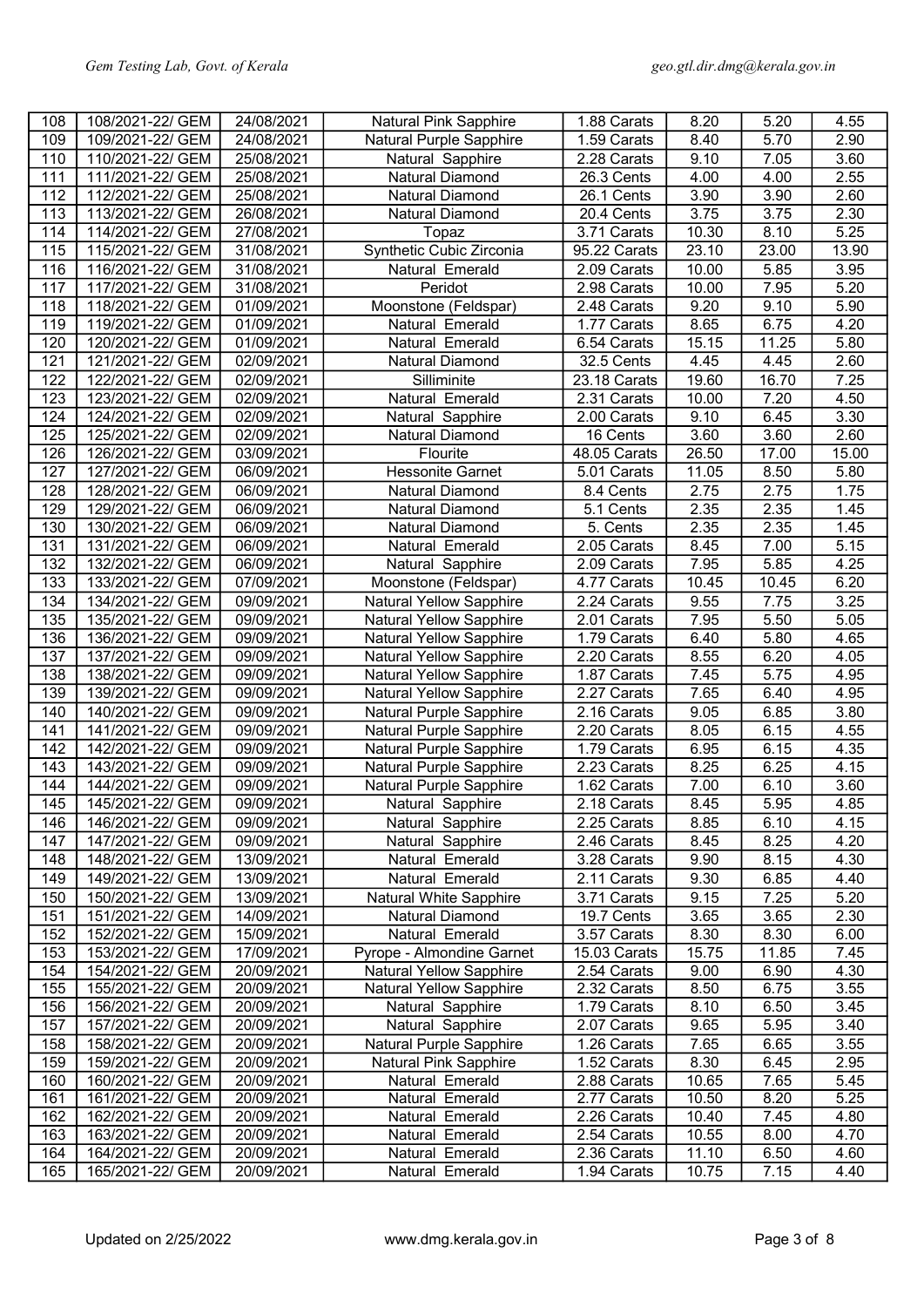| 108 | 108/2021-22/ GEM | 24/08/2021 | Natural Pink Sapphire | 1.88 Carats | 8.20 | 5.20 | 4.55 |
|---|---|---|---|---|---|---|---|
| 109 | 109/2021-22/ GEM | 24/08/2021 | Natural Purple Sapphire | 1.59 Carats | 8.40 | 5.70 | 2.90 |
| 110 | 110/2021-22/ GEM | 25/08/2021 | Natural Sapphire | 2.28 Carats | 9.10 | 7.05 | 3.60 |
| 111 | 111/2021-22/ GEM | 25/08/2021 | Natural Diamond | 26.3 Cents | 4.00 | 4.00 | 2.55 |
| 112 | 112/2021-22/ GEM | 25/08/2021 | Natural Diamond | 26.1 Cents | 3.90 | 3.90 | 2.60 |
| 113 | 113/2021-22/ GEM | 26/08/2021 | Natural Diamond | 20.4 Cents | 3.75 | 3.75 | 2.30 |
| 114 | 114/2021-22/ GEM | 27/08/2021 | Topaz | 3.71 Carats | 10.30 | 8.10 | 5.25 |
| 115 | 115/2021-22/ GEM | 31/08/2021 | Synthetic Cubic Zirconia | 95.22 Carats | 23.10 | 23.00 | 13.90 |
| 116 | 116/2021-22/ GEM | 31/08/2021 | Natural Emerald | 2.09 Carats | 10.00 | 5.85 | 3.95 |
| 117 | 117/2021-22/ GEM | 31/08/2021 | Peridot | 2.98 Carats | 10.00 | 7.95 | 5.20 |
| 118 | 118/2021-22/ GEM | 01/09/2021 | Moonstone (Feldspar) | 2.48 Carats | 9.20 | 9.10 | 5.90 |
| 119 | 119/2021-22/ GEM | 01/09/2021 | Natural Emerald | 1.77 Carats | 8.65 | 6.75 | 4.20 |
| 120 | 120/2021-22/ GEM | 01/09/2021 | Natural Emerald | 6.54 Carats | 15.15 | 11.25 | 5.80 |
| 121 | 121/2021-22/ GEM | 02/09/2021 | Natural Diamond | 32.5 Cents | 4.45 | 4.45 | 2.60 |
| 122 | 122/2021-22/ GEM | 02/09/2021 | Silliminite | 23.18 Carats | 19.60 | 16.70 | 7.25 |
| 123 | 123/2021-22/ GEM | 02/09/2021 | Natural Emerald | 2.31 Carats | 10.00 | 7.20 | 4.50 |
| 124 | 124/2021-22/ GEM | 02/09/2021 | Natural Sapphire | 2.00 Carats | 9.10 | 6.45 | 3.30 |
| 125 | 125/2021-22/ GEM | 02/09/2021 | Natural Diamond | 16 Cents | 3.60 | 3.60 | 2.60 |
| 126 | 126/2021-22/ GEM | 03/09/2021 | Flourite | 48.05 Carats | 26.50 | 17.00 | 15.00 |
| 127 | 127/2021-22/ GEM | 06/09/2021 | Hessonite Garnet | 5.01 Carats | 11.05 | 8.50 | 5.80 |
| 128 | 128/2021-22/ GEM | 06/09/2021 | Natural Diamond | 8.4 Cents | 2.75 | 2.75 | 1.75 |
| 129 | 129/2021-22/ GEM | 06/09/2021 | Natural Diamond | 5.1 Cents | 2.35 | 2.35 | 1.45 |
| 130 | 130/2021-22/ GEM | 06/09/2021 | Natural Diamond | 5. Cents | 2.35 | 2.35 | 1.45 |
| 131 | 131/2021-22/ GEM | 06/09/2021 | Natural Emerald | 2.05 Carats | 8.45 | 7.00 | 5.15 |
| 132 | 132/2021-22/ GEM | 06/09/2021 | Natural Sapphire | 2.09 Carats | 7.95 | 5.85 | 4.25 |
| 133 | 133/2021-22/ GEM | 07/09/2021 | Moonstone (Feldspar) | 4.77 Carats | 10.45 | 10.45 | 6.20 |
| 134 | 134/2021-22/ GEM | 09/09/2021 | Natural Yellow Sapphire | 2.24 Carats | 9.55 | 7.75 | 3.25 |
| 135 | 135/2021-22/ GEM | 09/09/2021 | Natural Yellow Sapphire | 2.01 Carats | 7.95 | 5.50 | 5.05 |
| 136 | 136/2021-22/ GEM | 09/09/2021 | Natural Yellow Sapphire | 1.79 Carats | 6.40 | 5.80 | 4.65 |
| 137 | 137/2021-22/ GEM | 09/09/2021 | Natural Yellow Sapphire | 2.20 Carats | 8.55 | 6.20 | 4.05 |
| 138 | 138/2021-22/ GEM | 09/09/2021 | Natural Yellow Sapphire | 1.87 Carats | 7.45 | 5.75 | 4.95 |
| 139 | 139/2021-22/ GEM | 09/09/2021 | Natural Yellow Sapphire | 2.27 Carats | 7.65 | 6.40 | 4.95 |
| 140 | 140/2021-22/ GEM | 09/09/2021 | Natural Purple Sapphire | 2.16 Carats | 9.05 | 6.85 | 3.80 |
| 141 | 141/2021-22/ GEM | 09/09/2021 | Natural Purple Sapphire | 2.20 Carats | 8.05 | 6.15 | 4.55 |
| 142 | 142/2021-22/ GEM | 09/09/2021 | Natural Purple Sapphire | 1.79 Carats | 6.95 | 6.15 | 4.35 |
| 143 | 143/2021-22/ GEM | 09/09/2021 | Natural Purple Sapphire | 2.23 Carats | 8.25 | 6.25 | 4.15 |
| 144 | 144/2021-22/ GEM | 09/09/2021 | Natural Purple Sapphire | 1.62 Carats | 7.00 | 6.10 | 3.60 |
| 145 | 145/2021-22/ GEM | 09/09/2021 | Natural Sapphire | 2.18 Carats | 8.45 | 5.95 | 4.85 |
| 146 | 146/2021-22/ GEM | 09/09/2021 | Natural Sapphire | 2.25 Carats | 8.85 | 6.10 | 4.15 |
| 147 | 147/2021-22/ GEM | 09/09/2021 | Natural Sapphire | 2.46 Carats | 8.45 | 8.25 | 4.20 |
| 148 | 148/2021-22/ GEM | 13/09/2021 | Natural Emerald | 3.28 Carats | 9.90 | 8.15 | 4.30 |
| 149 | 149/2021-22/ GEM | 13/09/2021 | Natural Emerald | 2.11 Carats | 9.30 | 6.85 | 4.40 |
| 150 | 150/2021-22/ GEM | 13/09/2021 | Natural White Sapphire | 3.71 Carats | 9.15 | 7.25 | 5.20 |
| 151 | 151/2021-22/ GEM | 14/09/2021 | Natural Diamond | 19.7 Cents | 3.65 | 3.65 | 2.30 |
| 152 | 152/2021-22/ GEM | 15/09/2021 | Natural Emerald | 3.57 Carats | 8.30 | 8.30 | 6.00 |
| 153 | 153/2021-22/ GEM | 17/09/2021 | Pyrope - Almondine Garnet | 15.03 Carats | 15.75 | 11.85 | 7.45 |
| 154 | 154/2021-22/ GEM | 20/09/2021 | Natural Yellow Sapphire | 2.54 Carats | 9.00 | 6.90 | 4.30 |
| 155 | 155/2021-22/ GEM | 20/09/2021 | Natural Yellow Sapphire | 2.32 Carats | 8.50 | 6.75 | 3.55 |
| 156 | 156/2021-22/ GEM | 20/09/2021 | Natural Sapphire | 1.79 Carats | 8.10 | 6.50 | 3.45 |
| 157 | 157/2021-22/ GEM | 20/09/2021 | Natural Sapphire | 2.07 Carats | 9.65 | 5.95 | 3.40 |
| 158 | 158/2021-22/ GEM | 20/09/2021 | Natural Purple Sapphire | 1.26 Carats | 7.65 | 6.65 | 3.55 |
| 159 | 159/2021-22/ GEM | 20/09/2021 | Natural Pink Sapphire | 1.52 Carats | 8.30 | 6.45 | 2.95 |
| 160 | 160/2021-22/ GEM | 20/09/2021 | Natural Emerald | 2.88 Carats | 10.65 | 7.65 | 5.45 |
| 161 | 161/2021-22/ GEM | 20/09/2021 | Natural Emerald | 2.77 Carats | 10.50 | 8.20 | 5.25 |
| 162 | 162/2021-22/ GEM | 20/09/2021 | Natural Emerald | 2.26 Carats | 10.40 | 7.45 | 4.80 |
| 163 | 163/2021-22/ GEM | 20/09/2021 | Natural Emerald | 2.54 Carats | 10.55 | 8.00 | 4.70 |
| 164 | 164/2021-22/ GEM | 20/09/2021 | Natural Emerald | 2.36 Carats | 11.10 | 6.50 | 4.60 |
| 165 | 165/2021-22/ GEM | 20/09/2021 | Natural Emerald | 1.94 Carats | 10.75 | 7.15 | 4.40 |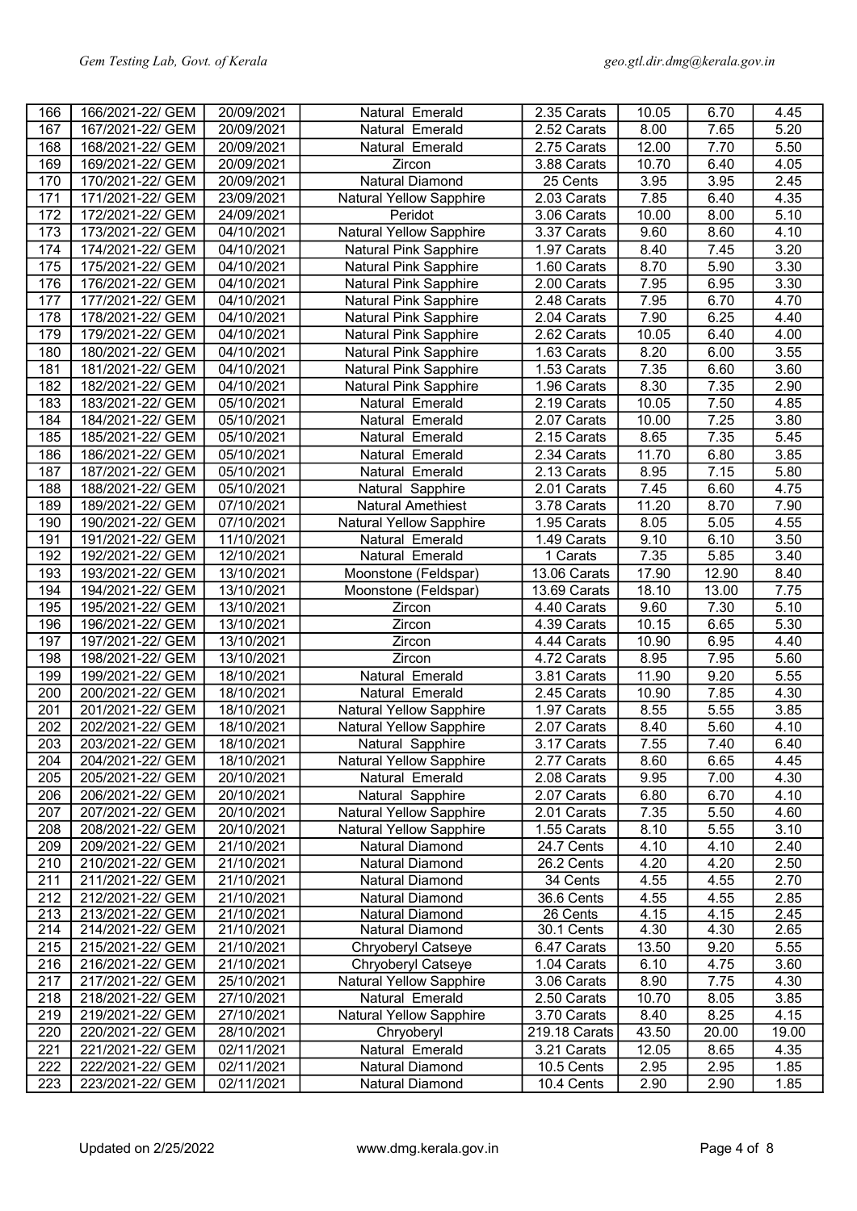| | | | | | | | |
|---|---|---|---|---|---|---|---|
| 166 | 166/2021-22/ GEM | 20/09/2021 | Natural Emerald | 2.35 Carats | 10.05 | 6.70 | 4.45 |
| 167 | 167/2021-22/ GEM | 20/09/2021 | Natural Emerald | 2.52 Carats | 8.00 | 7.65 | 5.20 |
| 168 | 168/2021-22/ GEM | 20/09/2021 | Natural Emerald | 2.75 Carats | 12.00 | 7.70 | 5.50 |
| 169 | 169/2021-22/ GEM | 20/09/2021 | Zircon | 3.88 Carats | 10.70 | 6.40 | 4.05 |
| 170 | 170/2021-22/ GEM | 20/09/2021 | Natural Diamond | 25 Cents | 3.95 | 3.95 | 2.45 |
| 171 | 171/2021-22/ GEM | 23/09/2021 | Natural Yellow Sapphire | 2.03 Carats | 7.85 | 6.40 | 4.35 |
| 172 | 172/2021-22/ GEM | 24/09/2021 | Peridot | 3.06 Carats | 10.00 | 8.00 | 5.10 |
| 173 | 173/2021-22/ GEM | 04/10/2021 | Natural Yellow Sapphire | 3.37 Carats | 9.60 | 8.60 | 4.10 |
| 174 | 174/2021-22/ GEM | 04/10/2021 | Natural Pink Sapphire | 1.97 Carats | 8.40 | 7.45 | 3.20 |
| 175 | 175/2021-22/ GEM | 04/10/2021 | Natural Pink Sapphire | 1.60 Carats | 8.70 | 5.90 | 3.30 |
| 176 | 176/2021-22/ GEM | 04/10/2021 | Natural Pink Sapphire | 2.00 Carats | 7.95 | 6.95 | 3.30 |
| 177 | 177/2021-22/ GEM | 04/10/2021 | Natural Pink Sapphire | 2.48 Carats | 7.95 | 6.70 | 4.70 |
| 178 | 178/2021-22/ GEM | 04/10/2021 | Natural Pink Sapphire | 2.04 Carats | 7.90 | 6.25 | 4.40 |
| 179 | 179/2021-22/ GEM | 04/10/2021 | Natural Pink Sapphire | 2.62 Carats | 10.05 | 6.40 | 4.00 |
| 180 | 180/2021-22/ GEM | 04/10/2021 | Natural Pink Sapphire | 1.63 Carats | 8.20 | 6.00 | 3.55 |
| 181 | 181/2021-22/ GEM | 04/10/2021 | Natural Pink Sapphire | 1.53 Carats | 7.35 | 6.60 | 3.60 |
| 182 | 182/2021-22/ GEM | 04/10/2021 | Natural Pink Sapphire | 1.96 Carats | 8.30 | 7.35 | 2.90 |
| 183 | 183/2021-22/ GEM | 05/10/2021 | Natural Emerald | 2.19 Carats | 10.05 | 7.50 | 4.85 |
| 184 | 184/2021-22/ GEM | 05/10/2021 | Natural Emerald | 2.07 Carats | 10.00 | 7.25 | 3.80 |
| 185 | 185/2021-22/ GEM | 05/10/2021 | Natural Emerald | 2.15 Carats | 8.65 | 7.35 | 5.45 |
| 186 | 186/2021-22/ GEM | 05/10/2021 | Natural Emerald | 2.34 Carats | 11.70 | 6.80 | 3.85 |
| 187 | 187/2021-22/ GEM | 05/10/2021 | Natural Emerald | 2.13 Carats | 8.95 | 7.15 | 5.80 |
| 188 | 188/2021-22/ GEM | 05/10/2021 | Natural Sapphire | 2.01 Carats | 7.45 | 6.60 | 4.75 |
| 189 | 189/2021-22/ GEM | 07/10/2021 | Natural Amethiest | 3.78 Carats | 11.20 | 8.70 | 7.90 |
| 190 | 190/2021-22/ GEM | 07/10/2021 | Natural Yellow Sapphire | 1.95 Carats | 8.05 | 5.05 | 4.55 |
| 191 | 191/2021-22/ GEM | 11/10/2021 | Natural Emerald | 1.49 Carats | 9.10 | 6.10 | 3.50 |
| 192 | 192/2021-22/ GEM | 12/10/2021 | Natural Emerald | 1 Carats | 7.35 | 5.85 | 3.40 |
| 193 | 193/2021-22/ GEM | 13/10/2021 | Moonstone (Feldspar) | 13.06 Carats | 17.90 | 12.90 | 8.40 |
| 194 | 194/2021-22/ GEM | 13/10/2021 | Moonstone (Feldspar) | 13.69 Carats | 18.10 | 13.00 | 7.75 |
| 195 | 195/2021-22/ GEM | 13/10/2021 | Zircon | 4.40 Carats | 9.60 | 7.30 | 5.10 |
| 196 | 196/2021-22/ GEM | 13/10/2021 | Zircon | 4.39 Carats | 10.15 | 6.65 | 5.30 |
| 197 | 197/2021-22/ GEM | 13/10/2021 | Zircon | 4.44 Carats | 10.90 | 6.95 | 4.40 |
| 198 | 198/2021-22/ GEM | 13/10/2021 | Zircon | 4.72 Carats | 8.95 | 7.95 | 5.60 |
| 199 | 199/2021-22/ GEM | 18/10/2021 | Natural Emerald | 3.81 Carats | 11.90 | 9.20 | 5.55 |
| 200 | 200/2021-22/ GEM | 18/10/2021 | Natural Emerald | 2.45 Carats | 10.90 | 7.85 | 4.30 |
| 201 | 201/2021-22/ GEM | 18/10/2021 | Natural Yellow Sapphire | 1.97 Carats | 8.55 | 5.55 | 3.85 |
| 202 | 202/2021-22/ GEM | 18/10/2021 | Natural Yellow Sapphire | 2.07 Carats | 8.40 | 5.60 | 4.10 |
| 203 | 203/2021-22/ GEM | 18/10/2021 | Natural Sapphire | 3.17 Carats | 7.55 | 7.40 | 6.40 |
| 204 | 204/2021-22/ GEM | 18/10/2021 | Natural Yellow Sapphire | 2.77 Carats | 8.60 | 6.65 | 4.45 |
| 205 | 205/2021-22/ GEM | 20/10/2021 | Natural Emerald | 2.08 Carats | 9.95 | 7.00 | 4.30 |
| 206 | 206/2021-22/ GEM | 20/10/2021 | Natural Sapphire | 2.07 Carats | 6.80 | 6.70 | 4.10 |
| 207 | 207/2021-22/ GEM | 20/10/2021 | Natural Yellow Sapphire | 2.01 Carats | 7.35 | 5.50 | 4.60 |
| 208 | 208/2021-22/ GEM | 20/10/2021 | Natural Yellow Sapphire | 1.55 Carats | 8.10 | 5.55 | 3.10 |
| 209 | 209/2021-22/ GEM | 21/10/2021 | Natural Diamond | 24.7 Cents | 4.10 | 4.10 | 2.40 |
| 210 | 210/2021-22/ GEM | 21/10/2021 | Natural Diamond | 26.2 Cents | 4.20 | 4.20 | 2.50 |
| 211 | 211/2021-22/ GEM | 21/10/2021 | Natural Diamond | 34 Cents | 4.55 | 4.55 | 2.70 |
| 212 | 212/2021-22/ GEM | 21/10/2021 | Natural Diamond | 36.6 Cents | 4.55 | 4.55 | 2.85 |
| 213 | 213/2021-22/ GEM | 21/10/2021 | Natural Diamond | 26 Cents | 4.15 | 4.15 | 2.45 |
| 214 | 214/2021-22/ GEM | 21/10/2021 | Natural Diamond | 30.1 Cents | 4.30 | 4.30 | 2.65 |
| 215 | 215/2021-22/ GEM | 21/10/2021 | Chryoberyl Catseye | 6.47 Carats | 13.50 | 9.20 | 5.55 |
| 216 | 216/2021-22/ GEM | 21/10/2021 | Chryoberyl Catseye | 1.04 Carats | 6.10 | 4.75 | 3.60 |
| 217 | 217/2021-22/ GEM | 25/10/2021 | Natural Yellow Sapphire | 3.06 Carats | 8.90 | 7.75 | 4.30 |
| 218 | 218/2021-22/ GEM | 27/10/2021 | Natural Emerald | 2.50 Carats | 10.70 | 8.05 | 3.85 |
| 219 | 219/2021-22/ GEM | 27/10/2021 | Natural Yellow Sapphire | 3.70 Carats | 8.40 | 8.25 | 4.15 |
| 220 | 220/2021-22/ GEM | 28/10/2021 | Chryoberyl | 219.18 Carats | 43.50 | 20.00 | 19.00 |
| 221 | 221/2021-22/ GEM | 02/11/2021 | Natural Emerald | 3.21 Carats | 12.05 | 8.65 | 4.35 |
| 222 | 222/2021-22/ GEM | 02/11/2021 | Natural Diamond | 10.5 Cents | 2.95 | 2.95 | 1.85 |
| 223 | 223/2021-22/ GEM | 02/11/2021 | Natural Diamond | 10.4 Cents | 2.90 | 2.90 | 1.85 |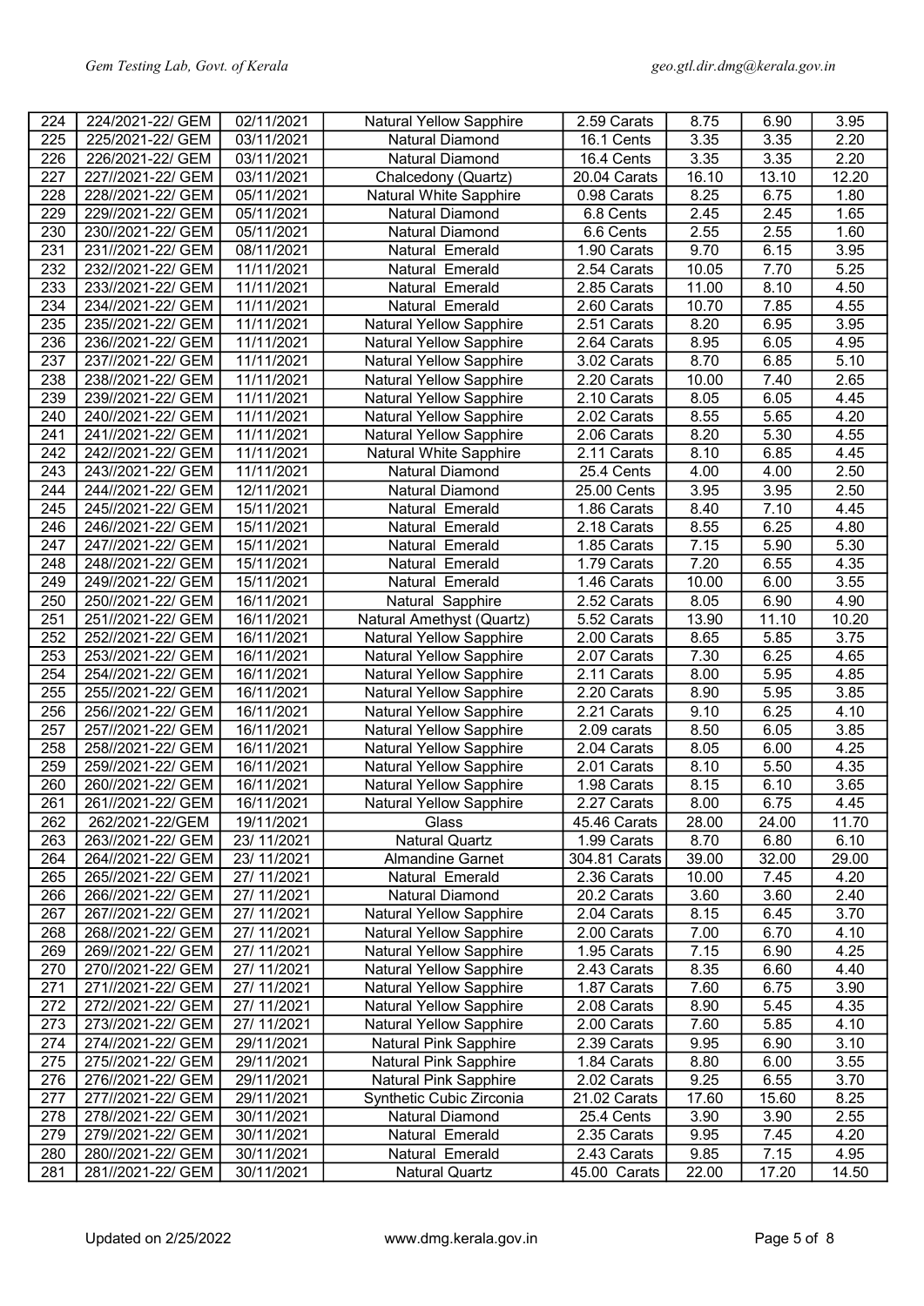| 224 | 224//2021-22/ GEM | 02/11/2021 | Natural Yellow Sapphire | 2.59 Carats | 8.75 | 6.90 | 3.95 |
|---|---|---|---|---|---|---|---|
| 225 | 225//2021-22/ GEM | 03/11/2021 | Natural Diamond | 16.1 Cents | 3.35 | 3.35 | 2.20 |
| 226 | 226//2021-22/ GEM | 03/11/2021 | Natural Diamond | 16.4 Cents | 3.35 | 3.35 | 2.20 |
| 227 | 227//2021-22/ GEM | 03/11/2021 | Chalcedony (Quartz) | 20.04 Carats | 16.10 | 13.10 | 12.20 |
| 228 | 228//2021-22/ GEM | 05/11/2021 | Natural White Sapphire | 0.98 Carats | 8.25 | 6.75 | 1.80 |
| 229 | 229//2021-22/ GEM | 05/11/2021 | Natural Diamond | 6.8 Cents | 2.45 | 2.45 | 1.65 |
| 230 | 230//2021-22/ GEM | 05/11/2021 | Natural Diamond | 6.6 Cents | 2.55 | 2.55 | 1.60 |
| 231 | 231//2021-22/ GEM | 08/11/2021 | Natural Emerald | 1.90 Carats | 9.70 | 6.15 | 3.95 |
| 232 | 232//2021-22/ GEM | 11/11/2021 | Natural Emerald | 2.54 Carats | 10.05 | 7.70 | 5.25 |
| 233 | 233//2021-22/ GEM | 11/11/2021 | Natural Emerald | 2.85 Carats | 11.00 | 8.10 | 4.50 |
| 234 | 234//2021-22/ GEM | 11/11/2021 | Natural Emerald | 2.60 Carats | 10.70 | 7.85 | 4.55 |
| 235 | 235//2021-22/ GEM | 11/11/2021 | Natural Yellow Sapphire | 2.51 Carats | 8.20 | 6.95 | 3.95 |
| 236 | 236//2021-22/ GEM | 11/11/2021 | Natural Yellow Sapphire | 2.64 Carats | 8.95 | 6.05 | 4.95 |
| 237 | 237//2021-22/ GEM | 11/11/2021 | Natural Yellow Sapphire | 3.02 Carats | 8.70 | 6.85 | 5.10 |
| 238 | 238//2021-22/ GEM | 11/11/2021 | Natural Yellow Sapphire | 2.20 Carats | 10.00 | 7.40 | 2.65 |
| 239 | 239//2021-22/ GEM | 11/11/2021 | Natural Yellow Sapphire | 2.10 Carats | 8.05 | 6.05 | 4.45 |
| 240 | 240//2021-22/ GEM | 11/11/2021 | Natural Yellow Sapphire | 2.02 Carats | 8.55 | 5.65 | 4.20 |
| 241 | 241//2021-22/ GEM | 11/11/2021 | Natural Yellow Sapphire | 2.06 Carats | 8.20 | 5.30 | 4.55 |
| 242 | 242//2021-22/ GEM | 11/11/2021 | Natural White Sapphire | 2.11 Carats | 8.10 | 6.85 | 4.45 |
| 243 | 243//2021-22/ GEM | 11/11/2021 | Natural Diamond | 25.4 Cents | 4.00 | 4.00 | 2.50 |
| 244 | 244//2021-22/ GEM | 12/11/2021 | Natural Diamond | 25.00 Cents | 3.95 | 3.95 | 2.50 |
| 245 | 245//2021-22/ GEM | 15/11/2021 | Natural Emerald | 1.86 Carats | 8.40 | 7.10 | 4.45 |
| 246 | 246//2021-22/ GEM | 15/11/2021 | Natural Emerald | 2.18 Carats | 8.55 | 6.25 | 4.80 |
| 247 | 247//2021-22/ GEM | 15/11/2021 | Natural Emerald | 1.85 Carats | 7.15 | 5.90 | 5.30 |
| 248 | 248//2021-22/ GEM | 15/11/2021 | Natural Emerald | 1.79 Carats | 7.20 | 6.55 | 4.35 |
| 249 | 249//2021-22/ GEM | 15/11/2021 | Natural Emerald | 1.46 Carats | 10.00 | 6.00 | 3.55 |
| 250 | 250//2021-22/ GEM | 16/11/2021 | Natural Sapphire | 2.52 Carats | 8.05 | 6.90 | 4.90 |
| 251 | 251//2021-22/ GEM | 16/11/2021 | Natural Amethyst (Quartz) | 5.52 Carats | 13.90 | 11.10 | 10.20 |
| 252 | 252//2021-22/ GEM | 16/11/2021 | Natural Yellow Sapphire | 2.00 Carats | 8.65 | 5.85 | 3.75 |
| 253 | 253//2021-22/ GEM | 16/11/2021 | Natural Yellow Sapphire | 2.07 Carats | 7.30 | 6.25 | 4.65 |
| 254 | 254//2021-22/ GEM | 16/11/2021 | Natural Yellow Sapphire | 2.11 Carats | 8.00 | 5.95 | 4.85 |
| 255 | 255//2021-22/ GEM | 16/11/2021 | Natural Yellow Sapphire | 2.20 Carats | 8.90 | 5.95 | 3.85 |
| 256 | 256//2021-22/ GEM | 16/11/2021 | Natural Yellow Sapphire | 2.21 Carats | 9.10 | 6.25 | 4.10 |
| 257 | 257//2021-22/ GEM | 16/11/2021 | Natural Yellow Sapphire | 2.09 carats | 8.50 | 6.05 | 3.85 |
| 258 | 258//2021-22/ GEM | 16/11/2021 | Natural Yellow Sapphire | 2.04 Carats | 8.05 | 6.00 | 4.25 |
| 259 | 259//2021-22/ GEM | 16/11/2021 | Natural Yellow Sapphire | 2.01 Carats | 8.10 | 5.50 | 4.35 |
| 260 | 260//2021-22/ GEM | 16/11/2021 | Natural Yellow Sapphire | 1.98 Carats | 8.15 | 6.10 | 3.65 |
| 261 | 261//2021-22/ GEM | 16/11/2021 | Natural Yellow Sapphire | 2.27 Carats | 8.00 | 6.75 | 4.45 |
| 262 | 262/2021-22/GEM | 19/11/2021 | Glass | 45.46 Carats | 28.00 | 24.00 | 11.70 |
| 263 | 263//2021-22/ GEM | 23/ 11/2021 | Natural Quartz | 1.99 Carats | 8.70 | 6.80 | 6.10 |
| 264 | 264//2021-22/ GEM | 23/ 11/2021 | Almandine Garnet | 304.81 Carats | 39.00 | 32.00 | 29.00 |
| 265 | 265//2021-22/ GEM | 27/ 11/2021 | Natural Emerald | 2.36 Carats | 10.00 | 7.45 | 4.20 |
| 266 | 266//2021-22/ GEM | 27/ 11/2021 | Natural Diamond | 20.2 Carats | 3.60 | 3.60 | 2.40 |
| 267 | 267//2021-22/ GEM | 27/ 11/2021 | Natural Yellow Sapphire | 2.04 Carats | 8.15 | 6.45 | 3.70 |
| 268 | 268//2021-22/ GEM | 27/ 11/2021 | Natural Yellow Sapphire | 2.00 Carats | 7.00 | 6.70 | 4.10 |
| 269 | 269//2021-22/ GEM | 27/ 11/2021 | Natural Yellow Sapphire | 1.95 Carats | 7.15 | 6.90 | 4.25 |
| 270 | 270//2021-22/ GEM | 27/ 11/2021 | Natural Yellow Sapphire | 2.43 Carats | 8.35 | 6.60 | 4.40 |
| 271 | 271//2021-22/ GEM | 27/ 11/2021 | Natural Yellow Sapphire | 1.87 Carats | 7.60 | 6.75 | 3.90 |
| 272 | 272//2021-22/ GEM | 27/ 11/2021 | Natural Yellow Sapphire | 2.08 Carats | 8.90 | 5.45 | 4.35 |
| 273 | 273//2021-22/ GEM | 27/ 11/2021 | Natural Yellow Sapphire | 2.00 Carats | 7.60 | 5.85 | 4.10 |
| 274 | 274//2021-22/ GEM | 29/11/2021 | Natural Pink Sapphire | 2.39 Carats | 9.95 | 6.90 | 3.10 |
| 275 | 275//2021-22/ GEM | 29/11/2021 | Natural Pink Sapphire | 1.84 Carats | 8.80 | 6.00 | 3.55 |
| 276 | 276//2021-22/ GEM | 29/11/2021 | Natural Pink Sapphire | 2.02 Carats | 9.25 | 6.55 | 3.70 |
| 277 | 277//2021-22/ GEM | 29/11/2021 | Synthetic Cubic Zirconia | 21.02 Carats | 17.60 | 15.60 | 8.25 |
| 278 | 278//2021-22/ GEM | 30/11/2021 | Natural Diamond | 25.4 Cents | 3.90 | 3.90 | 2.55 |
| 279 | 279//2021-22/ GEM | 30/11/2021 | Natural Emerald | 2.35 Carats | 9.95 | 7.45 | 4.20 |
| 280 | 280//2021-22/ GEM | 30/11/2021 | Natural Emerald | 2.43 Carats | 9.85 | 7.15 | 4.95 |
| 281 | 281//2021-22/ GEM | 30/11/2021 | Natural Quartz | 45.00 Carats | 22.00 | 17.20 | 14.50 |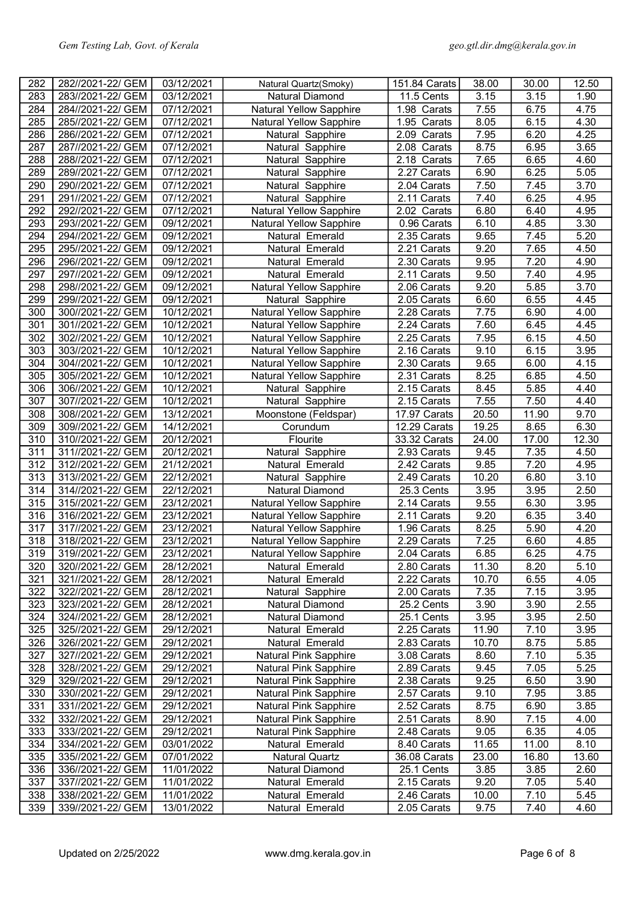| 282 | 282//2021-22/ GEM | 03/12/2021 | Natural Quartz(Smoky) | 151.84 Carats | 38.00 | 30.00 | 12.50 |
|---|---|---|---|---|---|---|---|
| 283 | 283//2021-22/ GEM | 03/12/2021 | Natural Diamond | 11.5 Cents | 3.15 | 3.15 | 1.90 |
| 284 | 284//2021-22/ GEM | 07/12/2021 | Natural Yellow Sapphire | 1.98 Carats | 7.55 | 6.75 | 4.75 |
| 285 | 285//2021-22/ GEM | 07/12/2021 | Natural Yellow Sapphire | 1.95 Carats | 8.05 | 6.15 | 4.30 |
| 286 | 286//2021-22/ GEM | 07/12/2021 | Natural Sapphire | 2.09 Carats | 7.95 | 6.20 | 4.25 |
| 287 | 287//2021-22/ GEM | 07/12/2021 | Natural Sapphire | 2.08 Carats | 8.75 | 6.95 | 3.65 |
| 288 | 288//2021-22/ GEM | 07/12/2021 | Natural Sapphire | 2.18 Carats | 7.65 | 6.65 | 4.60 |
| 289 | 289//2021-22/ GEM | 07/12/2021 | Natural Sapphire | 2.27 Carats | 6.90 | 6.25 | 5.05 |
| 290 | 290//2021-22/ GEM | 07/12/2021 | Natural Sapphire | 2.04 Carats | 7.50 | 7.45 | 3.70 |
| 291 | 291//2021-22/ GEM | 07/12/2021 | Natural Sapphire | 2.11 Carats | 7.40 | 6.25 | 4.95 |
| 292 | 292//2021-22/ GEM | 07/12/2021 | Natural Yellow Sapphire | 2.02 Carats | 6.80 | 6.40 | 4.95 |
| 293 | 293//2021-22/ GEM | 09/12/2021 | Natural Yellow Sapphire | 0.96 Carats | 6.10 | 4.85 | 3.30 |
| 294 | 294//2021-22/ GEM | 09/12/2021 | Natural Emerald | 2.35 Carats | 9.65 | 7.45 | 5.20 |
| 295 | 295//2021-22/ GEM | 09/12/2021 | Natural Emerald | 2.21 Carats | 9.20 | 7.65 | 4.50 |
| 296 | 296//2021-22/ GEM | 09/12/2021 | Natural Emerald | 2.30 Carats | 9.95 | 7.20 | 4.90 |
| 297 | 297//2021-22/ GEM | 09/12/2021 | Natural Emerald | 2.11 Carats | 9.50 | 7.40 | 4.95 |
| 298 | 298//2021-22/ GEM | 09/12/2021 | Natural Yellow Sapphire | 2.06 Carats | 9.20 | 5.85 | 3.70 |
| 299 | 299//2021-22/ GEM | 09/12/2021 | Natural Sapphire | 2.05 Carats | 6.60 | 6.55 | 4.45 |
| 300 | 300//2021-22/ GEM | 10/12/2021 | Natural Yellow Sapphire | 2.28 Carats | 7.75 | 6.90 | 4.00 |
| 301 | 301//2021-22/ GEM | 10/12/2021 | Natural Yellow Sapphire | 2.24 Carats | 7.60 | 6.45 | 4.45 |
| 302 | 302//2021-22/ GEM | 10/12/2021 | Natural Yellow Sapphire | 2.25 Carats | 7.95 | 6.15 | 4.50 |
| 303 | 303//2021-22/ GEM | 10/12/2021 | Natural Yellow Sapphire | 2.16 Carats | 9.10 | 6.15 | 3.95 |
| 304 | 304//2021-22/ GEM | 10/12/2021 | Natural Yellow Sapphire | 2.30 Carats | 9.65 | 6.00 | 4.15 |
| 305 | 305//2021-22/ GEM | 10/12/2021 | Natural Yellow Sapphire | 2.31 Carats | 8.25 | 6.85 | 4.50 |
| 306 | 306//2021-22/ GEM | 10/12/2021 | Natural Sapphire | 2.15 Carats | 8.45 | 5.85 | 4.40 |
| 307 | 307//2021-22/ GEM | 10/12/2021 | Natural Sapphire | 2.15 Carats | 7.55 | 7.50 | 4.40 |
| 308 | 308//2021-22/ GEM | 13/12/2021 | Moonstone (Feldspar) | 17.97 Carats | 20.50 | 11.90 | 9.70 |
| 309 | 309//2021-22/ GEM | 14/12/2021 | Corundum | 12.29 Carats | 19.25 | 8.65 | 6.30 |
| 310 | 310//2021-22/ GEM | 20/12/2021 | Flourite | 33.32 Carats | 24.00 | 17.00 | 12.30 |
| 311 | 311//2021-22/ GEM | 20/12/2021 | Natural Sapphire | 2.93 Carats | 9.45 | 7.35 | 4.50 |
| 312 | 312//2021-22/ GEM | 21/12/2021 | Natural Emerald | 2.42 Carats | 9.85 | 7.20 | 4.95 |
| 313 | 313//2021-22/ GEM | 22/12/2021 | Natural Sapphire | 2.49 Carats | 10.20 | 6.80 | 3.10 |
| 314 | 314//2021-22/ GEM | 22/12/2021 | Natural Diamond | 25.3 Cents | 3.95 | 3.95 | 2.50 |
| 315 | 315//2021-22/ GEM | 23/12/2021 | Natural Yellow Sapphire | 2.14 Carats | 9.55 | 6.30 | 3.95 |
| 316 | 316//2021-22/ GEM | 23/12/2021 | Natural Yellow Sapphire | 2.11 Carats | 9.20 | 6.35 | 3.40 |
| 317 | 317//2021-22/ GEM | 23/12/2021 | Natural Yellow Sapphire | 1.96 Carats | 8.25 | 5.90 | 4.20 |
| 318 | 318//2021-22/ GEM | 23/12/2021 | Natural Yellow Sapphire | 2.29 Carats | 7.25 | 6.60 | 4.85 |
| 319 | 319//2021-22/ GEM | 23/12/2021 | Natural Yellow Sapphire | 2.04 Carats | 6.85 | 6.25 | 4.75 |
| 320 | 320//2021-22/ GEM | 28/12/2021 | Natural Emerald | 2.80 Carats | 11.30 | 8.20 | 5.10 |
| 321 | 321//2021-22/ GEM | 28/12/2021 | Natural Emerald | 2.22 Carats | 10.70 | 6.55 | 4.05 |
| 322 | 322//2021-22/ GEM | 28/12/2021 | Natural Sapphire | 2.00 Carats | 7.35 | 7.15 | 3.95 |
| 323 | 323//2021-22/ GEM | 28/12/2021 | Natural Diamond | 25.2 Cents | 3.90 | 3.90 | 2.55 |
| 324 | 324//2021-22/ GEM | 28/12/2021 | Natural Diamond | 25.1 Cents | 3.95 | 3.95 | 2.50 |
| 325 | 325//2021-22/ GEM | 29/12/2021 | Natural Emerald | 2.25 Carats | 11.90 | 7.10 | 3.95 |
| 326 | 326//2021-22/ GEM | 29/12/2021 | Natural Emerald | 2.83 Carats | 10.70 | 8.75 | 5.85 |
| 327 | 327//2021-22/ GEM | 29/12/2021 | Natural Pink Sapphire | 3.08 Carats | 8.60 | 7.10 | 5.35 |
| 328 | 328//2021-22/ GEM | 29/12/2021 | Natural Pink Sapphire | 2.89 Carats | 9.45 | 7.05 | 5.25 |
| 329 | 329//2021-22/ GEM | 29/12/2021 | Natural Pink Sapphire | 2.38 Carats | 9.25 | 6.50 | 3.90 |
| 330 | 330//2021-22/ GEM | 29/12/2021 | Natural Pink Sapphire | 2.57 Carats | 9.10 | 7.95 | 3.85 |
| 331 | 331//2021-22/ GEM | 29/12/2021 | Natural Pink Sapphire | 2.52 Carats | 8.75 | 6.90 | 3.85 |
| 332 | 332//2021-22/ GEM | 29/12/2021 | Natural Pink Sapphire | 2.51 Carats | 8.90 | 7.15 | 4.00 |
| 333 | 333//2021-22/ GEM | 29/12/2021 | Natural Pink Sapphire | 2.48 Carats | 9.05 | 6.35 | 4.05 |
| 334 | 334//2021-22/ GEM | 03/01/2022 | Natural Emerald | 8.40 Carats | 11.65 | 11.00 | 8.10 |
| 335 | 335//2021-22/ GEM | 07/01/2022 | Natural Quartz | 36.08 Carats | 23.00 | 16.80 | 13.60 |
| 336 | 336//2021-22/ GEM | 11/01/2022 | Natural Diamond | 25.1 Cents | 3.85 | 3.85 | 2.60 |
| 337 | 337//2021-22/ GEM | 11/01/2022 | Natural Emerald | 2.15 Carats | 9.20 | 7.05 | 5.40 |
| 338 | 338//2021-22/ GEM | 11/01/2022 | Natural Emerald | 2.46 Carats | 10.00 | 7.10 | 5.45 |
| 339 | 339//2021-22/ GEM | 13/01/2022 | Natural Emerald | 2.05 Carats | 9.75 | 7.40 | 4.60 |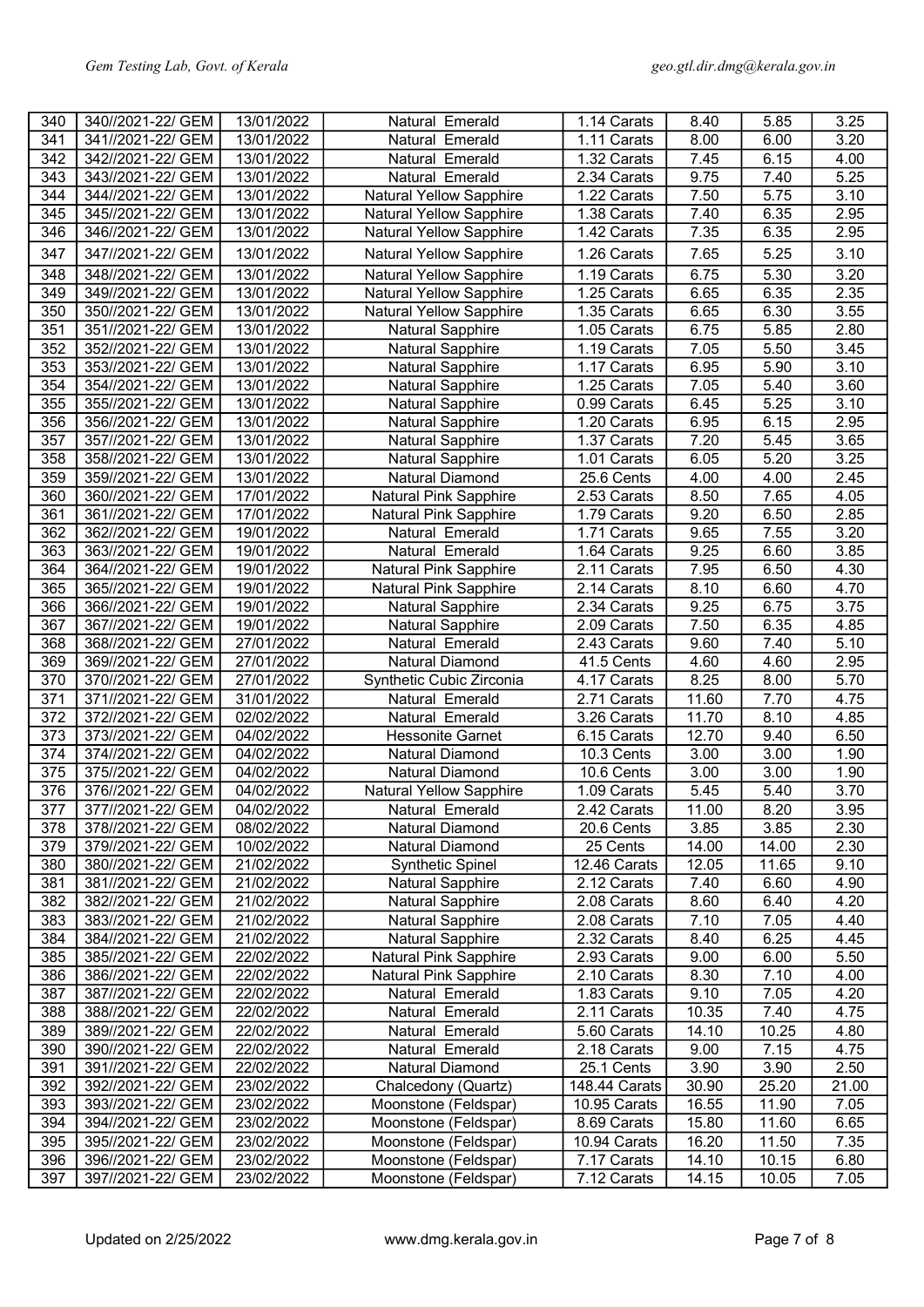| 340 | 340//2021-22/ GEM | 13/01/2022 | Natural Emerald | 1.14 Carats | 8.40 | 5.85 | 3.25 |
|---|---|---|---|---|---|---|---|
| 341 | 341//2021-22/ GEM | 13/01/2022 | Natural Emerald | 1.11 Carats | 8.00 | 6.00 | 3.20 |
| 342 | 342//2021-22/ GEM | 13/01/2022 | Natural Emerald | 1.32 Carats | 7.45 | 6.15 | 4.00 |
| 343 | 343//2021-22/ GEM | 13/01/2022 | Natural Emerald | 2.34 Carats | 9.75 | 7.40 | 5.25 |
| 344 | 344//2021-22/ GEM | 13/01/2022 | Natural Yellow Sapphire | 1.22 Carats | 7.50 | 5.75 | 3.10 |
| 345 | 345//2021-22/ GEM | 13/01/2022 | Natural Yellow Sapphire | 1.38 Carats | 7.40 | 6.35 | 2.95 |
| 346 | 346//2021-22/ GEM | 13/01/2022 | Natural Yellow Sapphire | 1.42 Carats | 7.35 | 6.35 | 2.95 |
| 347 | 347//2021-22/ GEM | 13/01/2022 | Natural Yellow Sapphire | 1.26 Carats | 7.65 | 5.25 | 3.10 |
| 348 | 348//2021-22/ GEM | 13/01/2022 | Natural Yellow Sapphire | 1.19 Carats | 6.75 | 5.30 | 3.20 |
| 349 | 349//2021-22/ GEM | 13/01/2022 | Natural Yellow Sapphire | 1.25 Carats | 6.65 | 6.35 | 2.35 |
| 350 | 350//2021-22/ GEM | 13/01/2022 | Natural Yellow Sapphire | 1.35 Carats | 6.65 | 6.30 | 3.55 |
| 351 | 351//2021-22/ GEM | 13/01/2022 | Natural Sapphire | 1.05 Carats | 6.75 | 5.85 | 2.80 |
| 352 | 352//2021-22/ GEM | 13/01/2022 | Natural Sapphire | 1.19 Carats | 7.05 | 5.50 | 3.45 |
| 353 | 353//2021-22/ GEM | 13/01/2022 | Natural Sapphire | 1.17 Carats | 6.95 | 5.90 | 3.10 |
| 354 | 354//2021-22/ GEM | 13/01/2022 | Natural Sapphire | 1.25 Carats | 7.05 | 5.40 | 3.60 |
| 355 | 355//2021-22/ GEM | 13/01/2022 | Natural Sapphire | 0.99 Carats | 6.45 | 5.25 | 3.10 |
| 356 | 356//2021-22/ GEM | 13/01/2022 | Natural Sapphire | 1.20 Carats | 6.95 | 6.15 | 2.95 |
| 357 | 357//2021-22/ GEM | 13/01/2022 | Natural Sapphire | 1.37 Carats | 7.20 | 5.45 | 3.65 |
| 358 | 358//2021-22/ GEM | 13/01/2022 | Natural Sapphire | 1.01 Carats | 6.05 | 5.20 | 3.25 |
| 359 | 359//2021-22/ GEM | 13/01/2022 | Natural Diamond | 25.6 Cents | 4.00 | 4.00 | 2.45 |
| 360 | 360//2021-22/ GEM | 17/01/2022 | Natural Pink Sapphire | 2.53 Carats | 8.50 | 7.65 | 4.05 |
| 361 | 361//2021-22/ GEM | 17/01/2022 | Natural Pink Sapphire | 1.79 Carats | 9.20 | 6.50 | 2.85 |
| 362 | 362//2021-22/ GEM | 19/01/2022 | Natural Emerald | 1.71 Carats | 9.65 | 7.55 | 3.20 |
| 363 | 363//2021-22/ GEM | 19/01/2022 | Natural Emerald | 1.64 Carats | 9.25 | 6.60 | 3.85 |
| 364 | 364//2021-22/ GEM | 19/01/2022 | Natural Pink Sapphire | 2.11 Carats | 7.95 | 6.50 | 4.30 |
| 365 | 365//2021-22/ GEM | 19/01/2022 | Natural Pink Sapphire | 2.14 Carats | 8.10 | 6.60 | 4.70 |
| 366 | 366//2021-22/ GEM | 19/01/2022 | Natural Sapphire | 2.34 Carats | 9.25 | 6.75 | 3.75 |
| 367 | 367//2021-22/ GEM | 19/01/2022 | Natural Sapphire | 2.09 Carats | 7.50 | 6.35 | 4.85 |
| 368 | 368//2021-22/ GEM | 27/01/2022 | Natural Emerald | 2.43 Carats | 9.60 | 7.40 | 5.10 |
| 369 | 369//2021-22/ GEM | 27/01/2022 | Natural Diamond | 41.5 Cents | 4.60 | 4.60 | 2.95 |
| 370 | 370//2021-22/ GEM | 27/01/2022 | Synthetic Cubic Zirconia | 4.17 Carats | 8.25 | 8.00 | 5.70 |
| 371 | 371//2021-22/ GEM | 31/01/2022 | Natural Emerald | 2.71 Carats | 11.60 | 7.70 | 4.75 |
| 372 | 372//2021-22/ GEM | 02/02/2022 | Natural Emerald | 3.26 Carats | 11.70 | 8.10 | 4.85 |
| 373 | 373//2021-22/ GEM | 04/02/2022 | Hessonite Garnet | 6.15 Carats | 12.70 | 9.40 | 6.50 |
| 374 | 374//2021-22/ GEM | 04/02/2022 | Natural Diamond | 10.3 Cents | 3.00 | 3.00 | 1.90 |
| 375 | 375//2021-22/ GEM | 04/02/2022 | Natural Diamond | 10.6 Cents | 3.00 | 3.00 | 1.90 |
| 376 | 376//2021-22/ GEM | 04/02/2022 | Natural Yellow Sapphire | 1.09 Carats | 5.45 | 5.40 | 3.70 |
| 377 | 377//2021-22/ GEM | 04/02/2022 | Natural Emerald | 2.42 Carats | 11.00 | 8.20 | 3.95 |
| 378 | 378//2021-22/ GEM | 08/02/2022 | Natural Diamond | 20.6 Cents | 3.85 | 3.85 | 2.30 |
| 379 | 379//2021-22/ GEM | 10/02/2022 | Natural Diamond | 25 Cents | 14.00 | 14.00 | 2.30 |
| 380 | 380//2021-22/ GEM | 21/02/2022 | Synthetic Spinel | 12.46 Carats | 12.05 | 11.65 | 9.10 |
| 381 | 381//2021-22/ GEM | 21/02/2022 | Natural Sapphire | 2.12 Carats | 7.40 | 6.60 | 4.90 |
| 382 | 382//2021-22/ GEM | 21/02/2022 | Natural Sapphire | 2.08 Carats | 8.60 | 6.40 | 4.20 |
| 383 | 383//2021-22/ GEM | 21/02/2022 | Natural Sapphire | 2.08 Carats | 7.10 | 7.05 | 4.40 |
| 384 | 384//2021-22/ GEM | 21/02/2022 | Natural Sapphire | 2.32 Carats | 8.40 | 6.25 | 4.45 |
| 385 | 385//2021-22/ GEM | 22/02/2022 | Natural Pink Sapphire | 2.93 Carats | 9.00 | 6.00 | 5.50 |
| 386 | 386//2021-22/ GEM | 22/02/2022 | Natural Pink Sapphire | 2.10 Carats | 8.30 | 7.10 | 4.00 |
| 387 | 387//2021-22/ GEM | 22/02/2022 | Natural Emerald | 1.83 Carats | 9.10 | 7.05 | 4.20 |
| 388 | 388//2021-22/ GEM | 22/02/2022 | Natural Emerald | 2.11 Carats | 10.35 | 7.40 | 4.75 |
| 389 | 389//2021-22/ GEM | 22/02/2022 | Natural Emerald | 5.60 Carats | 14.10 | 10.25 | 4.80 |
| 390 | 390//2021-22/ GEM | 22/02/2022 | Natural Emerald | 2.18 Carats | 9.00 | 7.15 | 4.75 |
| 391 | 391//2021-22/ GEM | 22/02/2022 | Natural Diamond | 25.1 Cents | 3.90 | 3.90 | 2.50 |
| 392 | 392//2021-22/ GEM | 23/02/2022 | Chalcedony (Quartz) | 148.44 Carats | 30.90 | 25.20 | 21.00 |
| 393 | 393//2021-22/ GEM | 23/02/2022 | Moonstone (Feldspar) | 10.95 Carats | 16.55 | 11.90 | 7.05 |
| 394 | 394//2021-22/ GEM | 23/02/2022 | Moonstone (Feldspar) | 8.69 Carats | 15.80 | 11.60 | 6.65 |
| 395 | 395//2021-22/ GEM | 23/02/2022 | Moonstone (Feldspar) | 10.94 Carats | 16.20 | 11.50 | 7.35 |
| 396 | 396//2021-22/ GEM | 23/02/2022 | Moonstone (Feldspar) | 7.17 Carats | 14.10 | 10.15 | 6.80 |
| 397 | 397//2021-22/ GEM | 23/02/2022 | Moonstone (Feldspar) | 7.12 Carats | 14.15 | 10.05 | 7.05 |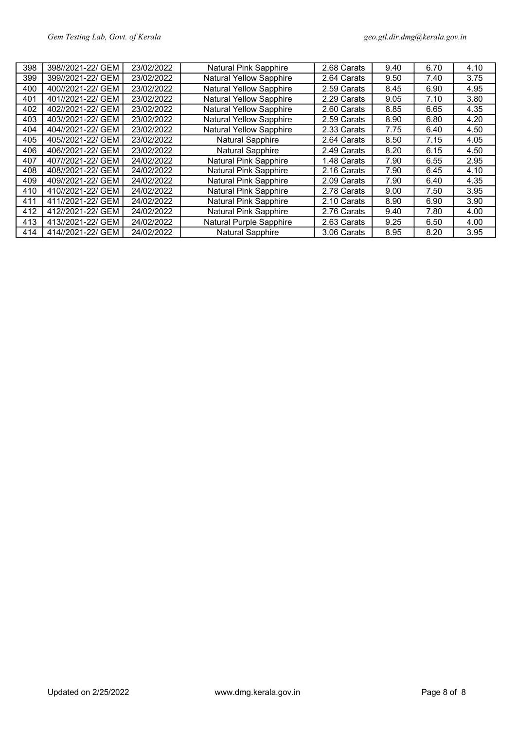| | | | | | | | |
|---|---|---|---|---|---|---|---|
| 398 | 398//2021-22/ GEM | 23/02/2022 | Natural Pink Sapphire | 2.68 Carats | 9.40 | 6.70 | 4.10 |
| 399 | 399//2021-22/ GEM | 23/02/2022 | Natural Yellow Sapphire | 2.64 Carats | 9.50 | 7.40 | 3.75 |
| 400 | 400//2021-22/ GEM | 23/02/2022 | Natural Yellow Sapphire | 2.59 Carats | 8.45 | 6.90 | 4.95 |
| 401 | 401//2021-22/ GEM | 23/02/2022 | Natural Yellow Sapphire | 2.29 Carats | 9.05 | 7.10 | 3.80 |
| 402 | 402//2021-22/ GEM | 23/02/2022 | Natural Yellow Sapphire | 2.60 Carats | 8.85 | 6.65 | 4.35 |
| 403 | 403//2021-22/ GEM | 23/02/2022 | Natural Yellow Sapphire | 2.59 Carats | 8.90 | 6.80 | 4.20 |
| 404 | 404//2021-22/ GEM | 23/02/2022 | Natural Yellow Sapphire | 2.33 Carats | 7.75 | 6.40 | 4.50 |
| 405 | 405//2021-22/ GEM | 23/02/2022 | Natural Sapphire | 2.64 Carats | 8.50 | 7.15 | 4.05 |
| 406 | 406//2021-22/ GEM | 23/02/2022 | Natural Sapphire | 2.49 Carats | 8.20 | 6.15 | 4.50 |
| 407 | 407//2021-22/ GEM | 24/02/2022 | Natural Pink Sapphire | 1.48 Carats | 7.90 | 6.55 | 2.95 |
| 408 | 408//2021-22/ GEM | 24/02/2022 | Natural Pink Sapphire | 2.16 Carats | 7.90 | 6.45 | 4.10 |
| 409 | 409//2021-22/ GEM | 24/02/2022 | Natural Pink Sapphire | 2.09 Carats | 7.90 | 6.40 | 4.35 |
| 410 | 410//2021-22/ GEM | 24/02/2022 | Natural Pink Sapphire | 2.78 Carats | 9.00 | 7.50 | 3.95 |
| 411 | 411//2021-22/ GEM | 24/02/2022 | Natural Pink Sapphire | 2.10 Carats | 8.90 | 6.90 | 3.90 |
| 412 | 412//2021-22/ GEM | 24/02/2022 | Natural Pink Sapphire | 2.76 Carats | 9.40 | 7.80 | 4.00 |
| 413 | 413//2021-22/ GEM | 24/02/2022 | Natural Purple Sapphire | 2.63 Carats | 9.25 | 6.50 | 4.00 |
| 414 | 414//2021-22/ GEM | 24/02/2022 | Natural Sapphire | 3.06 Carats | 8.95 | 8.20 | 3.95 |